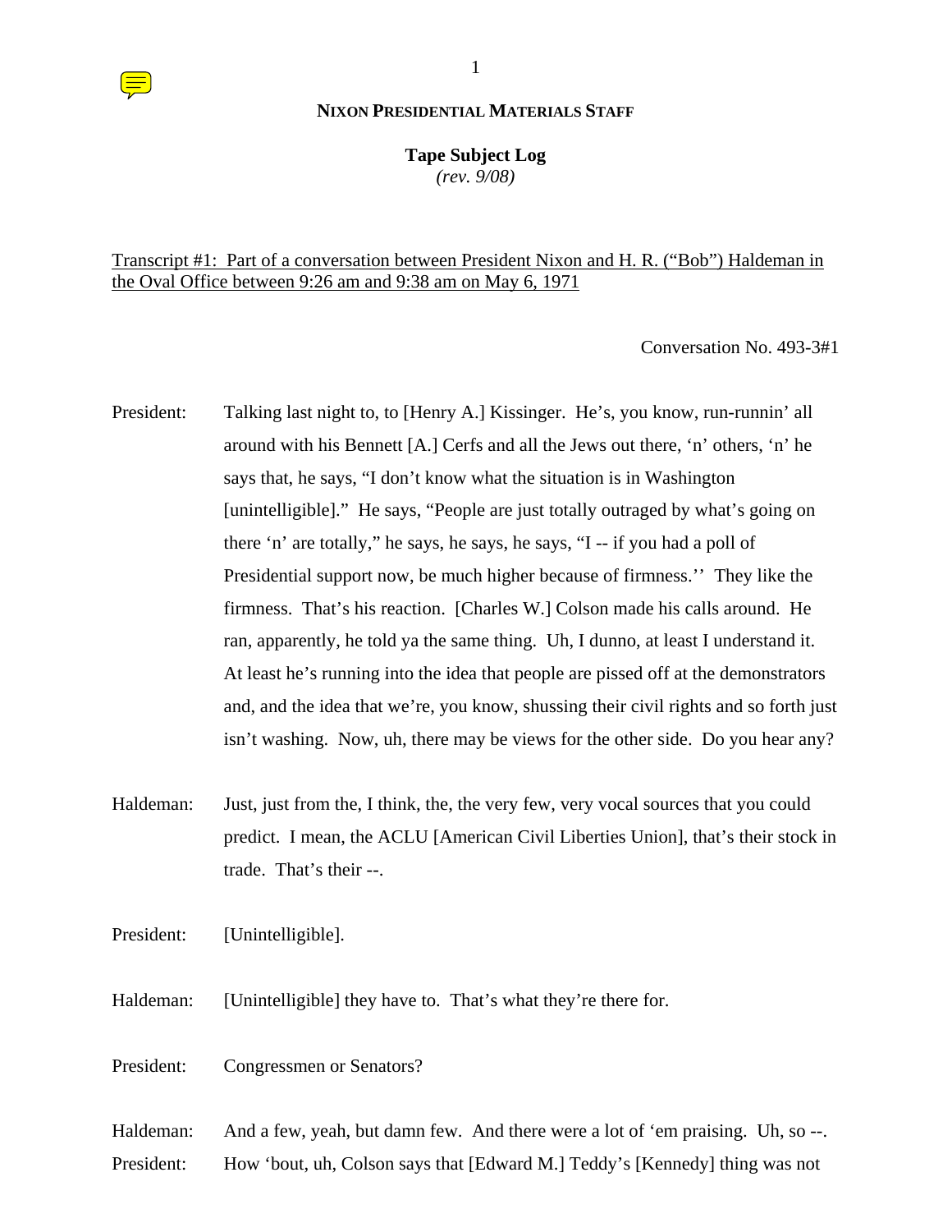## NIXON PRESIDENTIAL MATERIALS STAFF

**Tape Subject Log**
*(rev. 9/08)*

Transcript #1: Part of a conversation between President Nixon and H. R. ("Bob") Haldeman in the Oval Office between 9:26 am and 9:38 am on May 6, 1971

Conversation No. 493-3#1

President: Talking last night to, to [Henry A.] Kissinger. He's, you know, run-runnin' all around with his Bennett [A.] Cerfs and all the Jews out there, 'n' others, 'n' he says that, he says, "I don't know what the situation is in Washington [unintelligible]." He says, "People are just totally outraged by what's going on there 'n' are totally," he says, he says, he says, "I -- if you had a poll of Presidential support now, be much higher because of firmness.'' They like the firmness. That's his reaction. [Charles W.] Colson made his calls around. He ran, apparently, he told ya the same thing. Uh, I dunno, at least I understand it. At least he's running into the idea that people are pissed off at the demonstrators and, and the idea that we're, you know, shussing their civil rights and so forth just isn't washing. Now, uh, there may be views for the other side. Do you hear any?

Haldeman: Just, just from the, I think, the, the very few, very vocal sources that you could predict. I mean, the ACLU [American Civil Liberties Union], that's their stock in trade. That's their --.

President: [Unintelligible].

Haldeman: [Unintelligible] they have to. That's what they're there for.

President: Congressmen or Senators?

Haldeman: And a few, yeah, but damn few. And there were a lot of 'em praising. Uh, so --.

President: How 'bout, uh, Colson says that [Edward M.] Teddy's [Kennedy] thing was not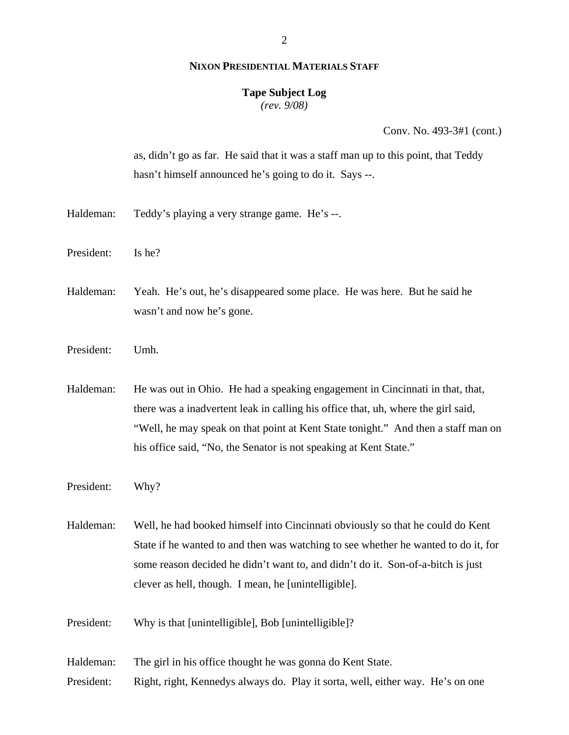Conv. No. 493-3#1 (cont.)

as, didn't go as far. He said that it was a staff man up to this point, that Teddy hasn't himself announced he's going to do it. Says --.

Haldeman: Teddy's playing a very strange game. He's --.

President: Is he?

Haldeman: Yeah. He's out, he's disappeared some place. He was here. But he said he wasn't and now he's gone.

President: Umh.

Haldeman: He was out in Ohio. He had a speaking engagement in Cincinnati in that, that, there was a inadvertent leak in calling his office that, uh, where the girl said, "Well, he may speak on that point at Kent State tonight." And then a staff man on his office said, "No, the Senator is not speaking at Kent State."

President: Why?

Haldeman: Well, he had booked himself into Cincinnati obviously so that he could do Kent State if he wanted to and then was watching to see whether he wanted to do it, for some reason decided he didn't want to, and didn't do it. Son-of-a-bitch is just clever as hell, though. I mean, he [unintelligible].

President: Why is that [unintelligible], Bob [unintelligible]?

Haldeman: The girl in his office thought he was gonna do Kent State.

President: Right, right, Kennedys always do. Play it sorta, well, either way. He's on one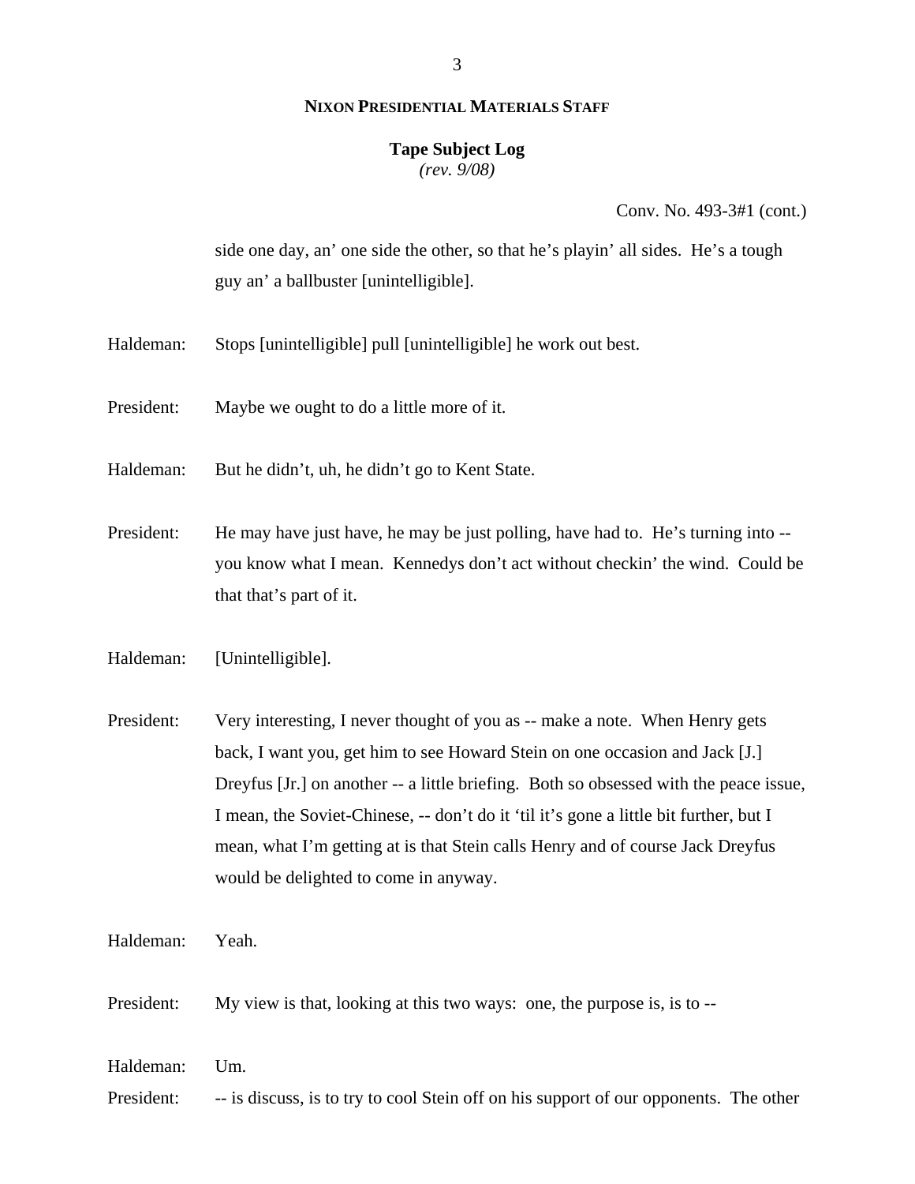**NIXON PRESIDENTIAL MATERIALS STAFF**

**Tape Subject Log**
*(rev. 9/08)*

Conv. No. 493-3#1 (cont.)

side one day, an' one side the other, so that he's playin' all sides. He's a tough guy an' a ballbuster [unintelligible].

Haldeman: Stops [unintelligible] pull [unintelligible] he work out best.

President: Maybe we ought to do a little more of it.

Haldeman: But he didn't, uh, he didn't go to Kent State.

President: He may have just have, he may be just polling, have had to. He's turning into -- you know what I mean. Kennedys don't act without checkin' the wind. Could be that that's part of it.

Haldeman: [Unintelligible].

President: Very interesting, I never thought of you as -- make a note. When Henry gets back, I want you, get him to see Howard Stein on one occasion and Jack [J.] Dreyfus [Jr.] on another -- a little briefing. Both so obsessed with the peace issue, I mean, the Soviet-Chinese, -- don't do it 'til it's gone a little bit further, but I mean, what I'm getting at is that Stein calls Henry and of course Jack Dreyfus would be delighted to come in anyway.

Haldeman: Yeah.

President: My view is that, looking at this two ways: one, the purpose is, is to --

Haldeman: Um.

President: -- is discuss, is to try to cool Stein off on his support of our opponents. The other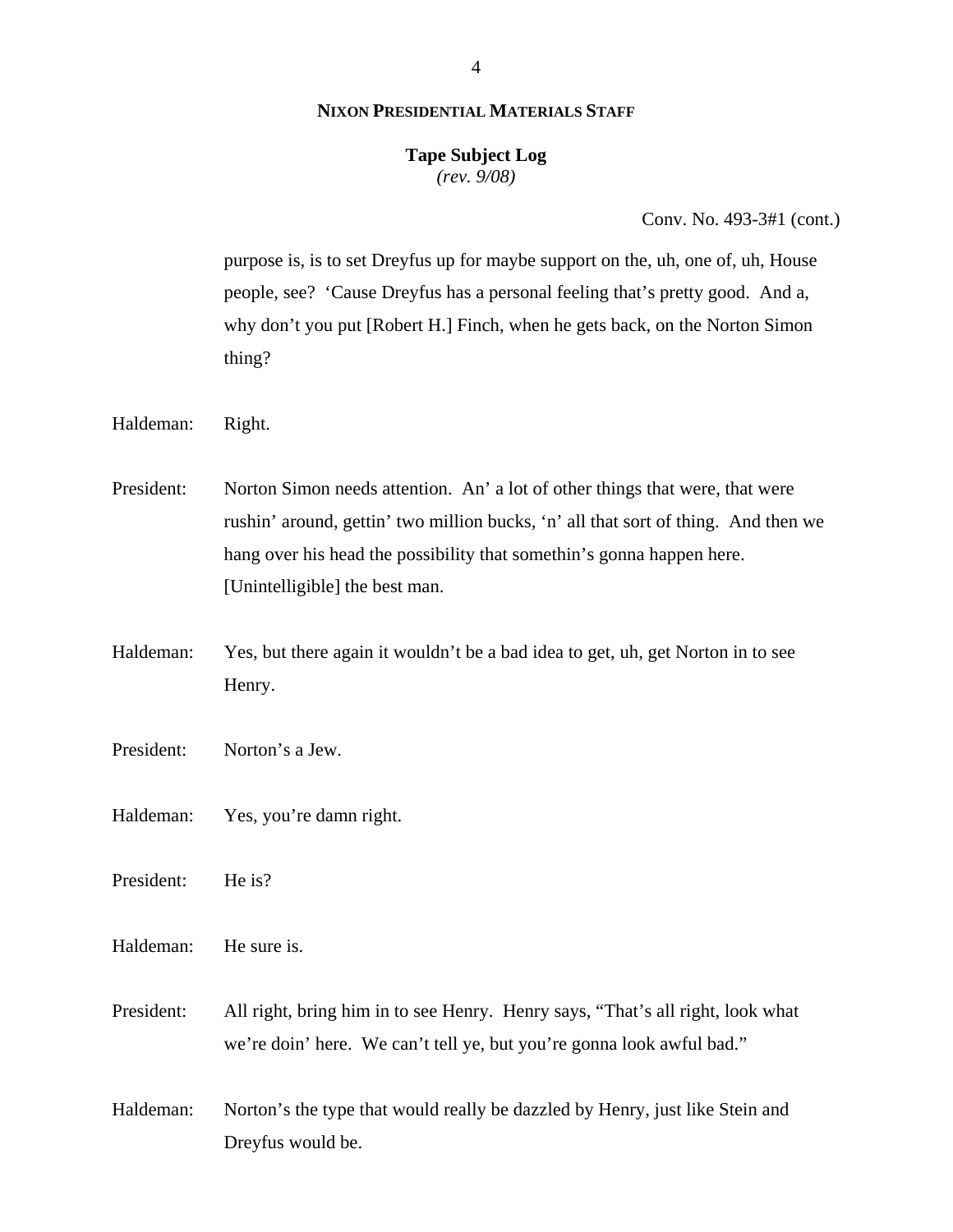Conv. No. 493-3#1 (cont.)

purpose is, is to set Dreyfus up for maybe support on the, uh, one of, uh, House people, see? 'Cause Dreyfus has a personal feeling that's pretty good. And a, why don't you put [Robert H.] Finch, when he gets back, on the Norton Simon thing?

Haldeman: Right.

President: Norton Simon needs attention. An' a lot of other things that were, that were rushin' around, gettin' two million bucks, 'n' all that sort of thing. And then we hang over his head the possibility that somethin's gonna happen here. [Unintelligible] the best man.

Haldeman: Yes, but there again it wouldn't be a bad idea to get, uh, get Norton in to see Henry.

President: Norton's a Jew.

Haldeman: Yes, you're damn right.

President: He is?

Haldeman: He sure is.

President: All right, bring him in to see Henry. Henry says, "That's all right, look what we're doin' here. We can't tell ye, but you're gonna look awful bad."

Haldeman: Norton's the type that would really be dazzled by Henry, just like Stein and Dreyfus would be.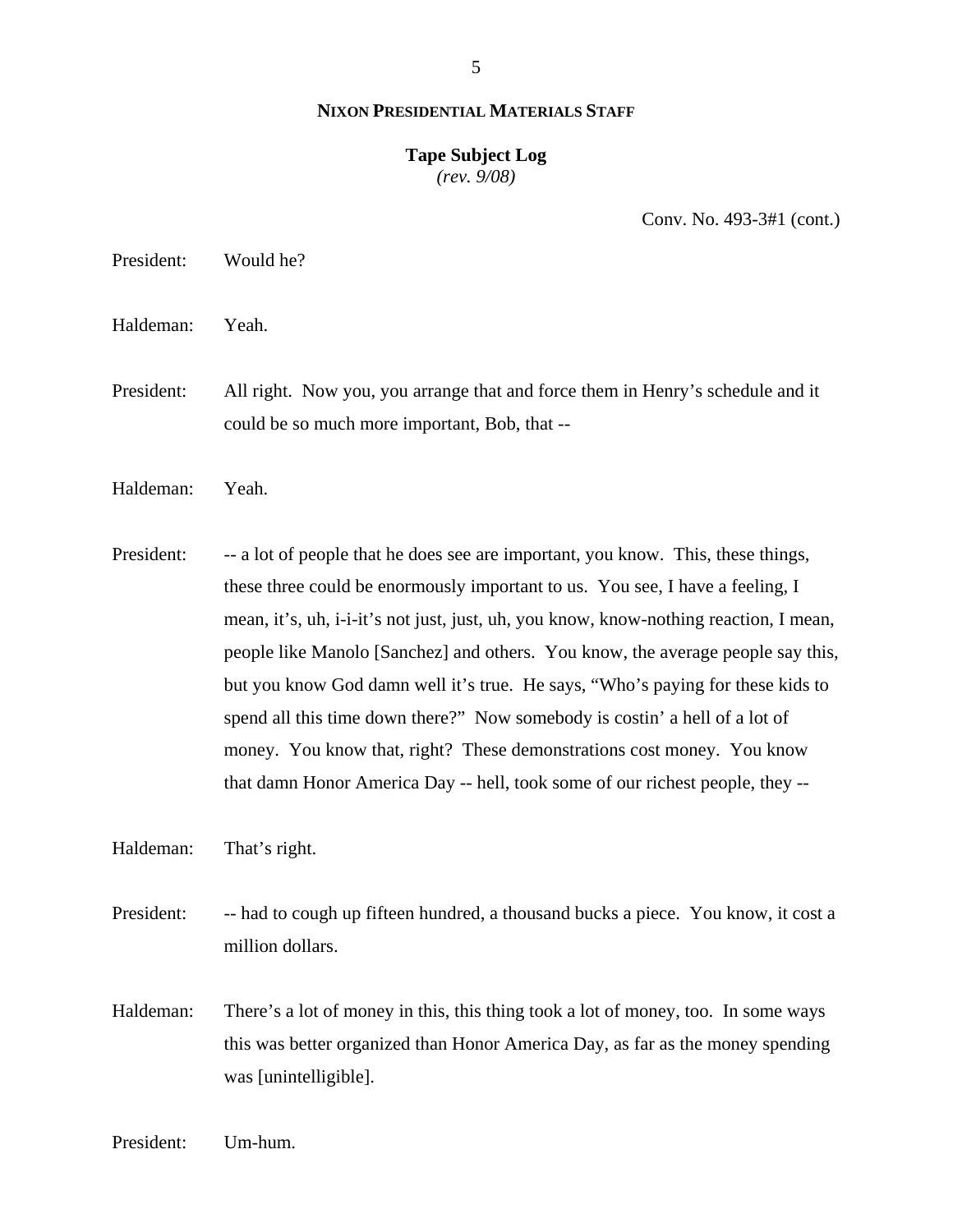**NIXON PRESIDENTIAL MATERIALS STAFF**

**Tape Subject Log**
*(rev. 9/08)*

Conv. No. 493-3#1 (cont.)

President: Would he?

Haldeman: Yeah.

President: All right. Now you, you arrange that and force them in Henry's schedule and it could be so much more important, Bob, that --

Haldeman: Yeah.

President: -- a lot of people that he does see are important, you know. This, these things, these three could be enormously important to us. You see, I have a feeling, I mean, it's, uh, i-i-it's not just, just, uh, you know, know-nothing reaction, I mean, people like Manolo [Sanchez] and others. You know, the average people say this, but you know God damn well it's true. He says, "Who's paying for these kids to spend all this time down there?" Now somebody is costin' a hell of a lot of money. You know that, right? These demonstrations cost money. You know that damn Honor America Day -- hell, took some of our richest people, they --

Haldeman: That's right.

President: -- had to cough up fifteen hundred, a thousand bucks a piece. You know, it cost a million dollars.

Haldeman: There's a lot of money in this, this thing took a lot of money, too. In some ways this was better organized than Honor America Day, as far as the money spending was [unintelligible].

President: Um-hum.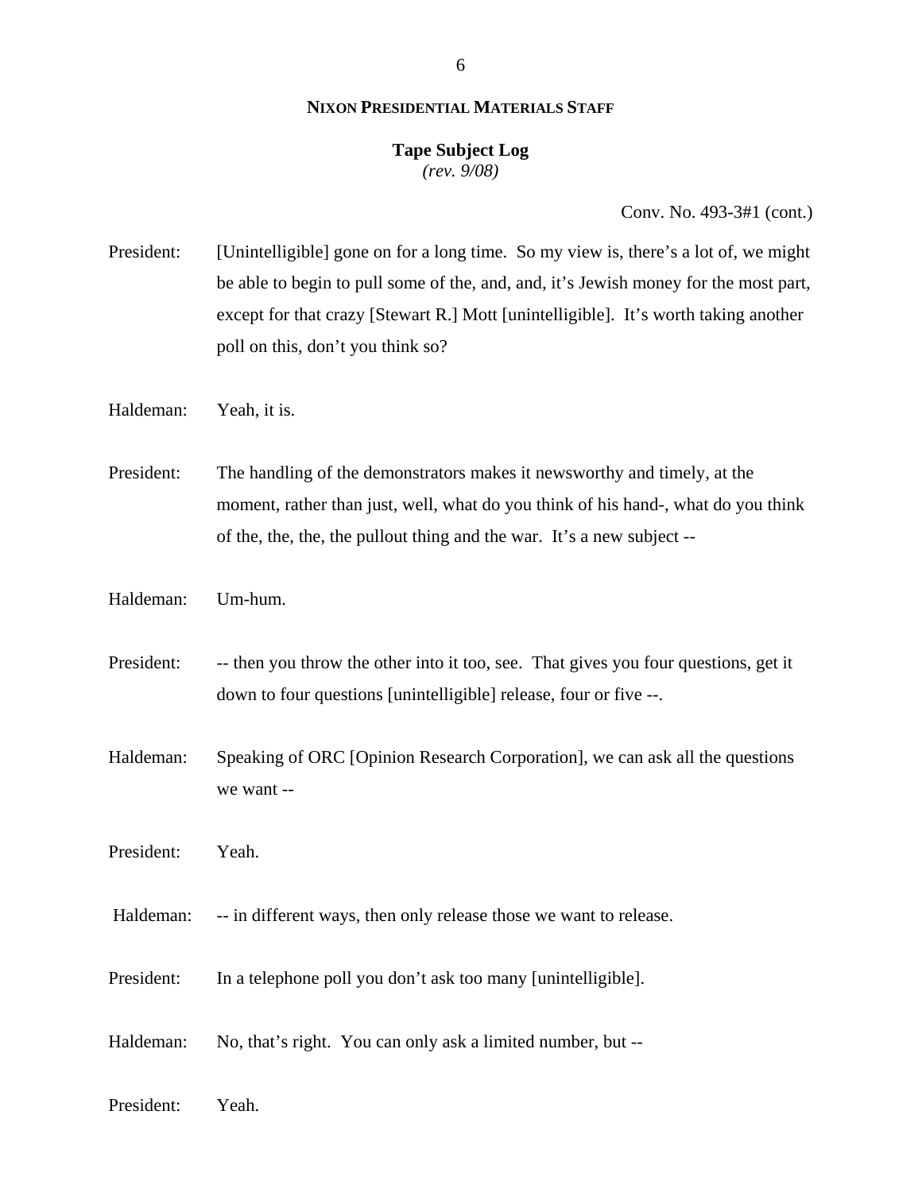**NIXON PRESIDENTIAL MATERIALS STAFF**

**Tape Subject Log**
*(rev. 9/08)*

Conv. No. 493-3#1 (cont.)

President: [Unintelligible] gone on for a long time. So my view is, there's a lot of, we might be able to begin to pull some of the, and, and, it's Jewish money for the most part, except for that crazy [Stewart R.] Mott [unintelligible]. It's worth taking another poll on this, don't you think so?

Haldeman: Yeah, it is.

President: The handling of the demonstrators makes it newsworthy and timely, at the moment, rather than just, well, what do you think of his hand-, what do you think of the, the, the, the pullout thing and the war. It's a new subject --

Haldeman: Um-hum.

President: -- then you throw the other into it too, see. That gives you four questions, get it down to four questions [unintelligible] release, four or five --.

Haldeman: Speaking of ORC [Opinion Research Corporation], we can ask all the questions we want --

President: Yeah.

Haldeman: -- in different ways, then only release those we want to release.

President: In a telephone poll you don't ask too many [unintelligible].

Haldeman: No, that's right. You can only ask a limited number, but --

President: Yeah.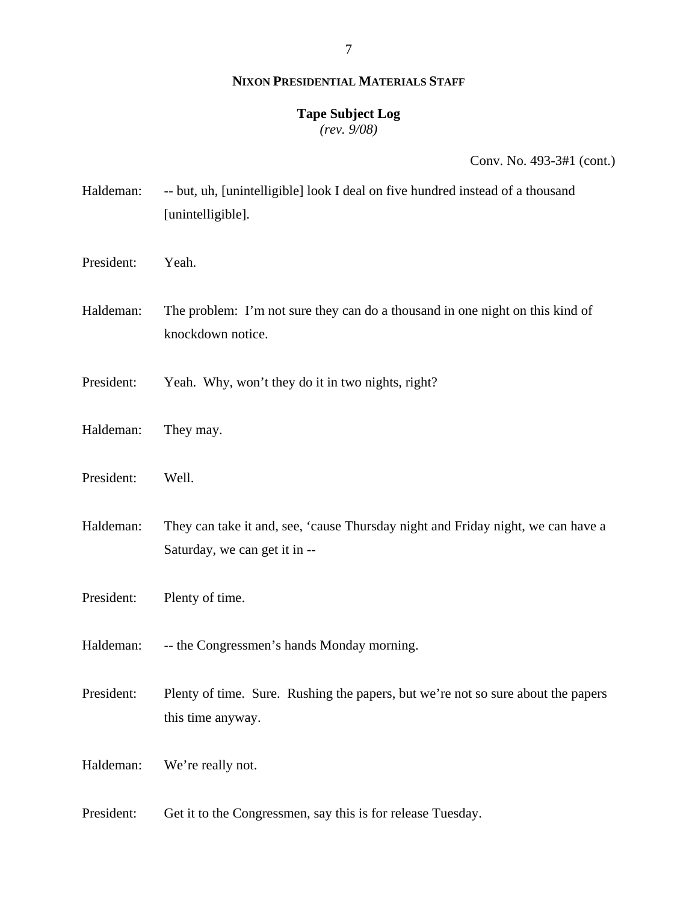**NIXON PRESIDENTIAL MATERIALS STAFF**

**Tape Subject Log**
*(rev. 9/08)*

Conv. No. 493-3#1 (cont.)

Haldeman: -- but, uh, [unintelligible] look I deal on five hundred instead of a thousand [unintelligible].

President: Yeah.

Haldeman: The problem: I'm not sure they can do a thousand in one night on this kind of knockdown notice.

President: Yeah. Why, won't they do it in two nights, right?

Haldeman: They may.

President: Well.

Haldeman: They can take it and, see, 'cause Thursday night and Friday night, we can have a Saturday, we can get it in --

President: Plenty of time.

Haldeman: -- the Congressmen's hands Monday morning.

President: Plenty of time. Sure. Rushing the papers, but we're not so sure about the papers this time anyway.

Haldeman: We're really not.

President: Get it to the Congressmen, say this is for release Tuesday.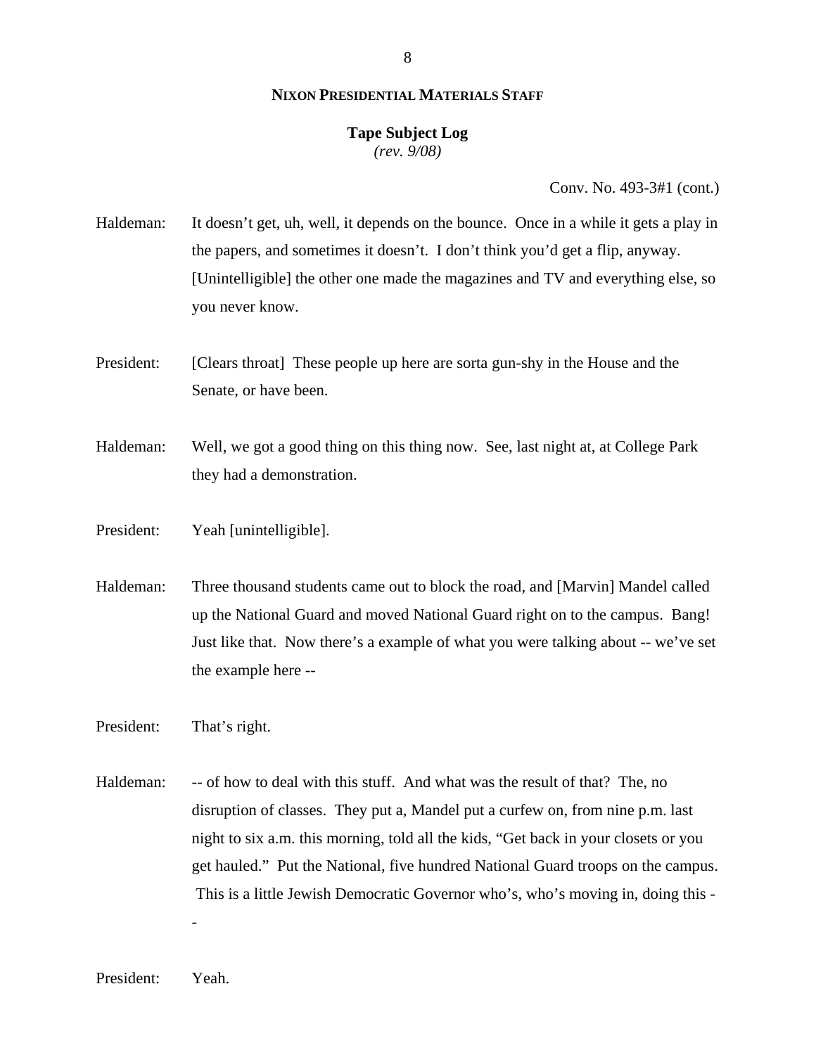**NIXON PRESIDENTIAL MATERIALS STAFF**

**Tape Subject Log**
*(rev. 9/08)*

Conv. No. 493-3#1 (cont.)

Haldeman: It doesn't get, uh, well, it depends on the bounce. Once in a while it gets a play in the papers, and sometimes it doesn't. I don't think you'd get a flip, anyway. [Unintelligible] the other one made the magazines and TV and everything else, so you never know.

President: [Clears throat] These people up here are sorta gun-shy in the House and the Senate, or have been.

Haldeman: Well, we got a good thing on this thing now. See, last night at, at College Park they had a demonstration.

President: Yeah [unintelligible].

Haldeman: Three thousand students came out to block the road, and [Marvin] Mandel called up the National Guard and moved National Guard right on to the campus. Bang! Just like that. Now there's a example of what you were talking about -- we've set the example here --

President: That's right.

Haldeman: -- of how to deal with this stuff. And what was the result of that? The, no disruption of classes. They put a, Mandel put a curfew on, from nine p.m. last night to six a.m. this morning, told all the kids, "Get back in your closets or you get hauled." Put the National, five hundred National Guard troops on the campus. This is a little Jewish Democratic Governor who's, who's moving in, doing this --

President: Yeah.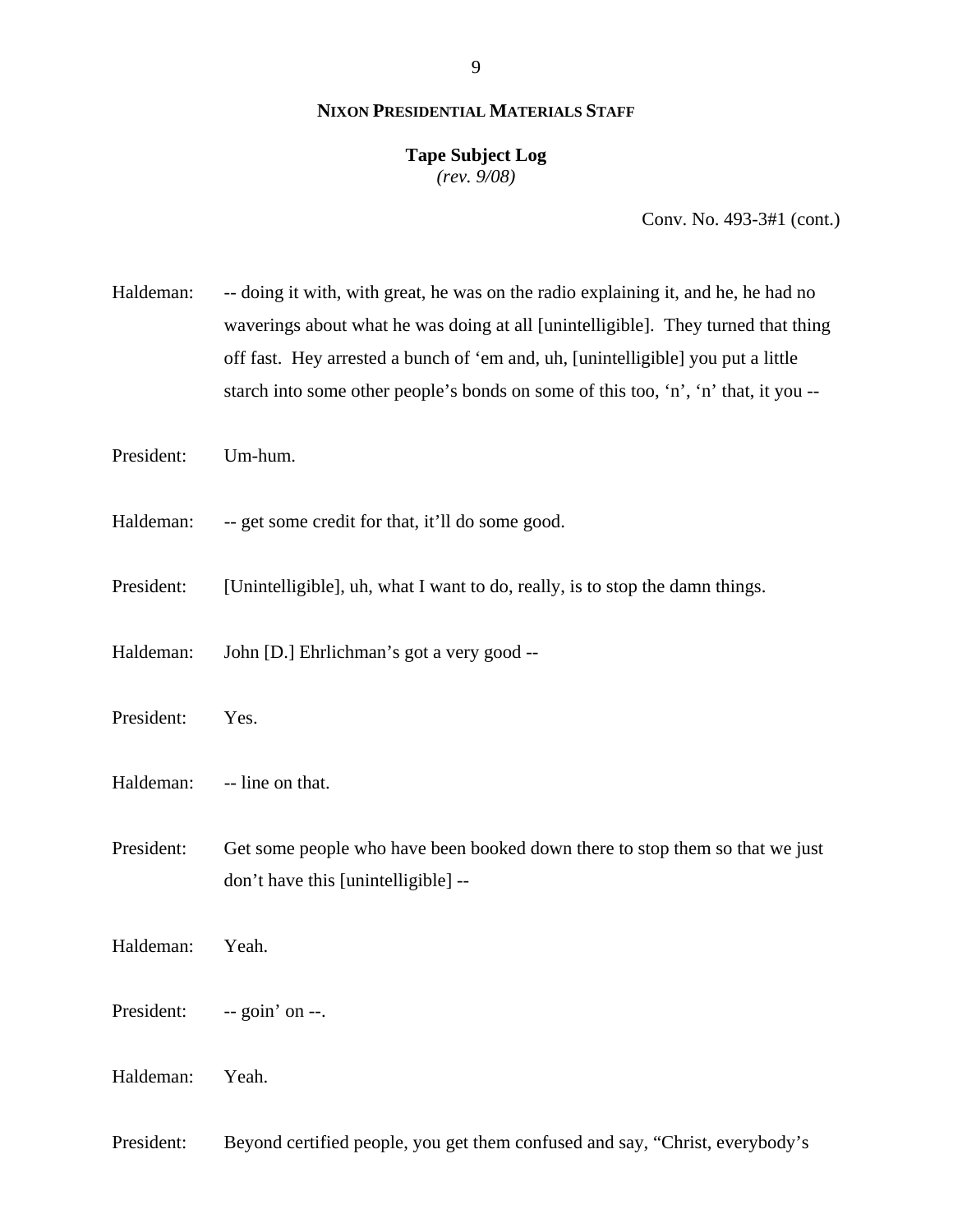Conv. No. 493-3#1 (cont.)

Haldeman: -- doing it with, with great, he was on the radio explaining it, and he, he had no waverings about what he was doing at all [unintelligible]. They turned that thing off fast. Hey arrested a bunch of 'em and, uh, [unintelligible] you put a little starch into some other people's bonds on some of this too, 'n', 'n' that, it you --

President: Um-hum.

Haldeman: -- get some credit for that, it'll do some good.

President: [Unintelligible], uh, what I want to do, really, is to stop the damn things.

Haldeman: John [D.] Ehrlichman's got a very good --

President: Yes.

Haldeman: -- line on that.

President: Get some people who have been booked down there to stop them so that we just don't have this [unintelligible] --

Haldeman: Yeah.

President: -- goin' on --.

Haldeman: Yeah.

President: Beyond certified people, you get them confused and say, "Christ, everybody's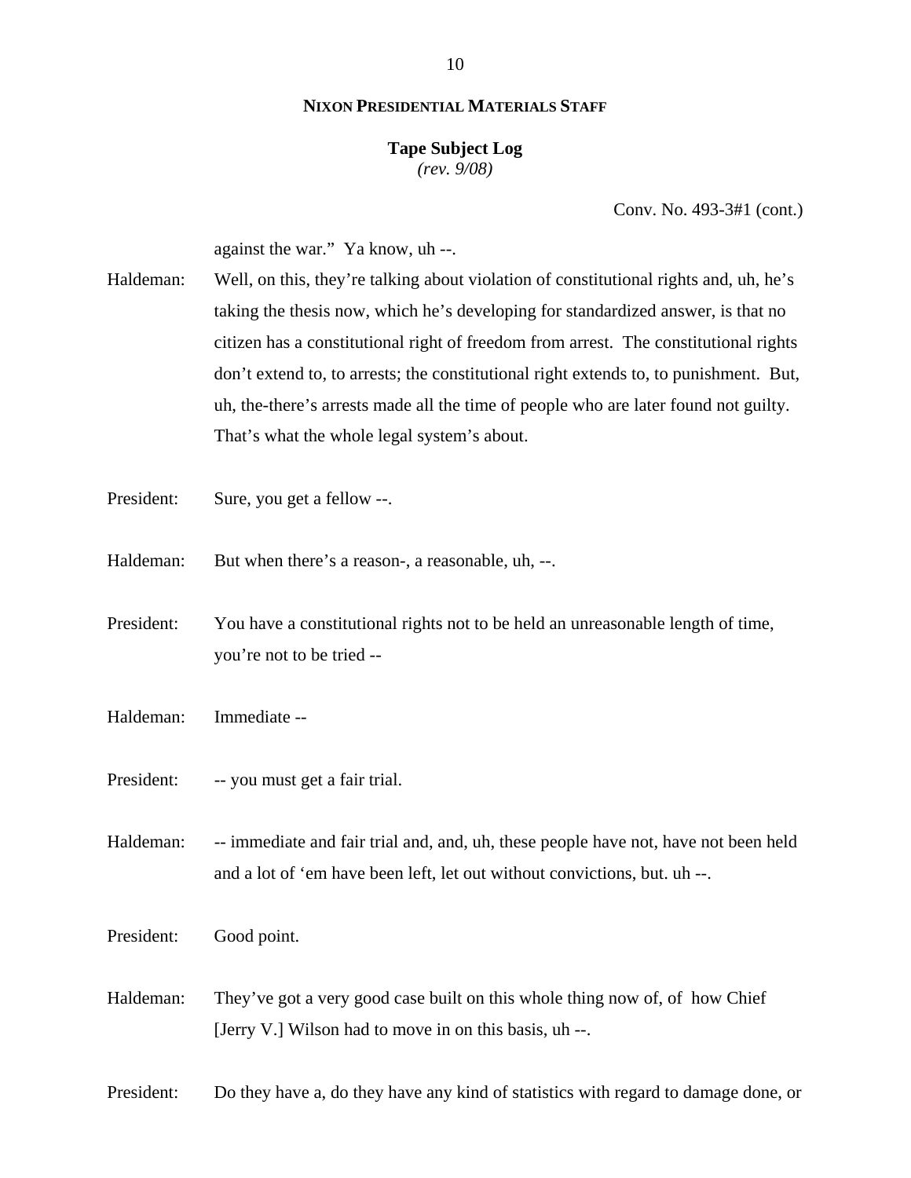**NIXON PRESIDENTIAL MATERIALS STAFF**

**Tape Subject Log**
*(rev. 9/08)*

Conv. No. 493-3#1 (cont.)

against the war." Ya know, uh --.

Haldeman: Well, on this, they're talking about violation of constitutional rights and, uh, he's taking the thesis now, which he's developing for standardized answer, is that no citizen has a constitutional right of freedom from arrest. The constitutional rights don't extend to, to arrests; the constitutional right extends to, to punishment. But, uh, the-there's arrests made all the time of people who are later found not guilty. That's what the whole legal system's about.

President: Sure, you get a fellow --.

Haldeman: But when there's a reason-, a reasonable, uh, --.

President: You have a constitutional rights not to be held an unreasonable length of time, you're not to be tried --

Haldeman: Immediate --

President: -- you must get a fair trial.

Haldeman: -- immediate and fair trial and, and, uh, these people have not, have not been held and a lot of 'em have been left, let out without convictions, but. uh --.

President: Good point.

Haldeman: They've got a very good case built on this whole thing now of, of how Chief [Jerry V.] Wilson had to move in on this basis, uh --.

President: Do they have a, do they have any kind of statistics with regard to damage done, or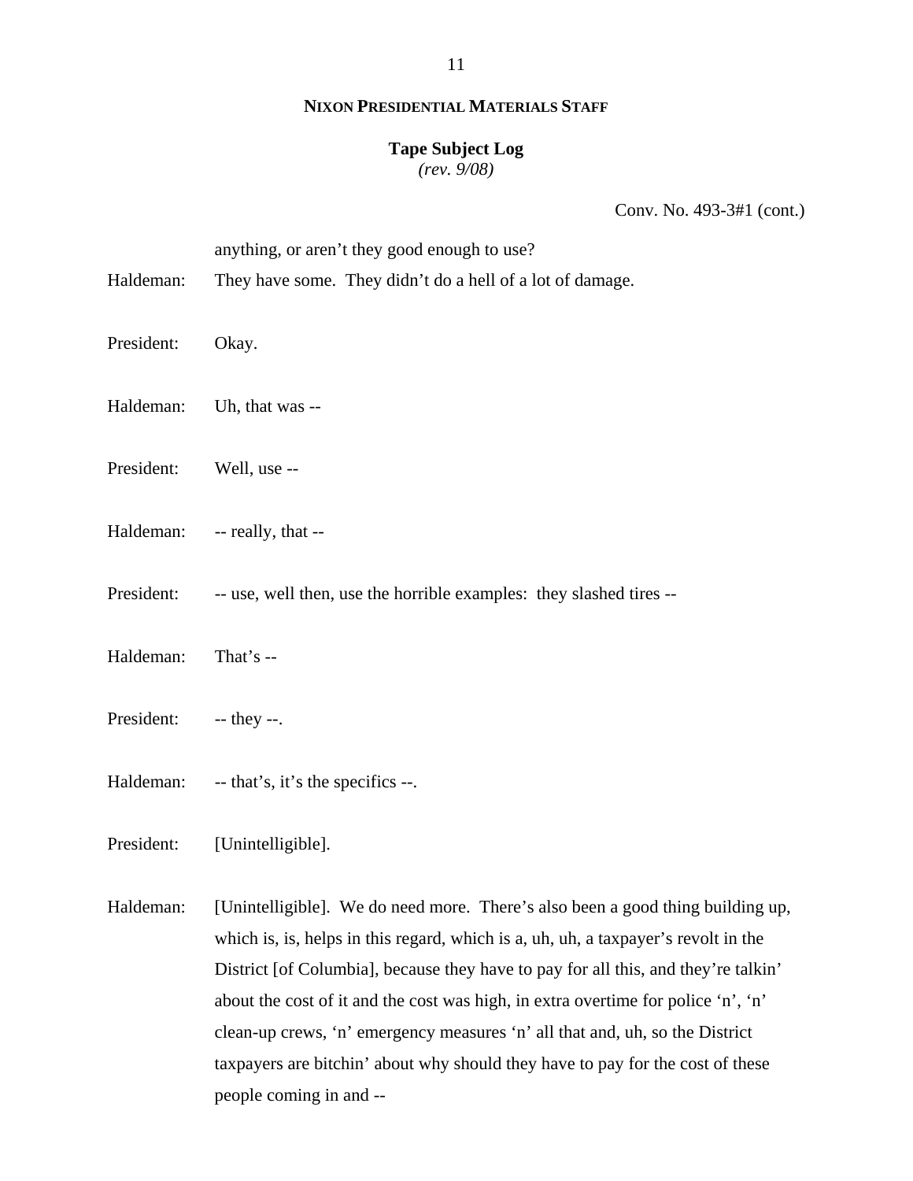**NIXON PRESIDENTIAL MATERIALS STAFF**

**Tape Subject Log**
*(rev. 9/08)*

Conv. No. 493-3#1 (cont.)

anything, or aren't they good enough to use?

Haldeman: They have some. They didn't do a hell of a lot of damage.

President: Okay.

Haldeman: Uh, that was --

President: Well, use --

Haldeman: -- really, that --

President: -- use, well then, use the horrible examples: they slashed tires --

Haldeman: That's --

President: -- they --.

Haldeman: -- that's, it's the specifics --.

President: [Unintelligible].

Haldeman: [Unintelligible]. We do need more. There's also been a good thing building up, which is, is, helps in this regard, which is a, uh, uh, a taxpayer's revolt in the District [of Columbia], because they have to pay for all this, and they're talkin' about the cost of it and the cost was high, in extra overtime for police 'n', 'n' clean-up crews, 'n' emergency measures 'n' all that and, uh, so the District taxpayers are bitchin' about why should they have to pay for the cost of these people coming in and --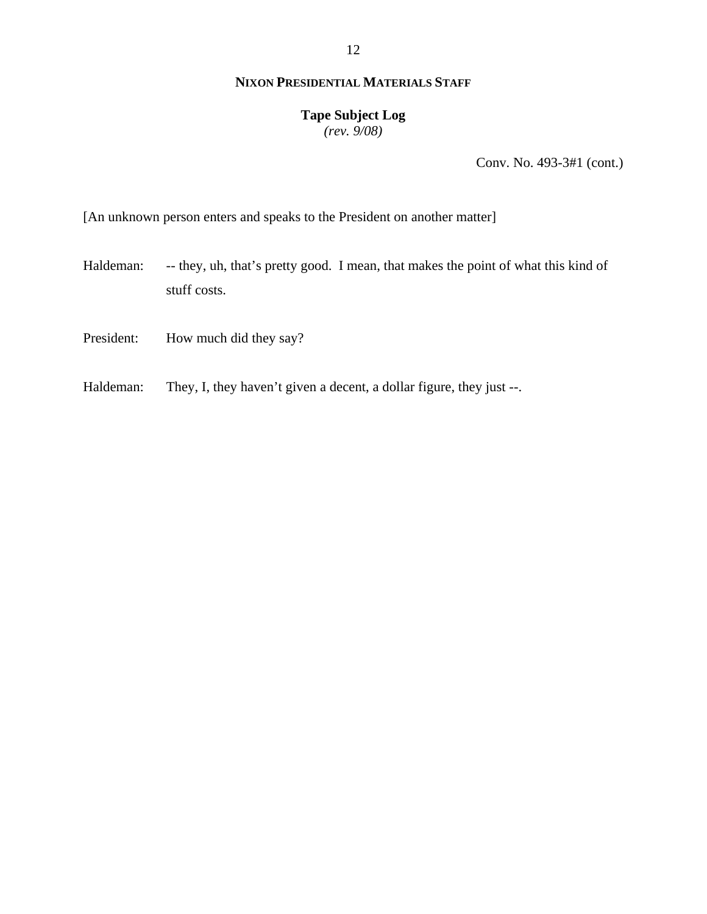Conv. No. 493-3#1 (cont.)

[An unknown person enters and speaks to the President on another matter]

Haldeman: -- they, uh, that's pretty good. I mean, that makes the point of what this kind of stuff costs.

President: How much did they say?

Haldeman: They, I, they haven't given a decent, a dollar figure, they just --.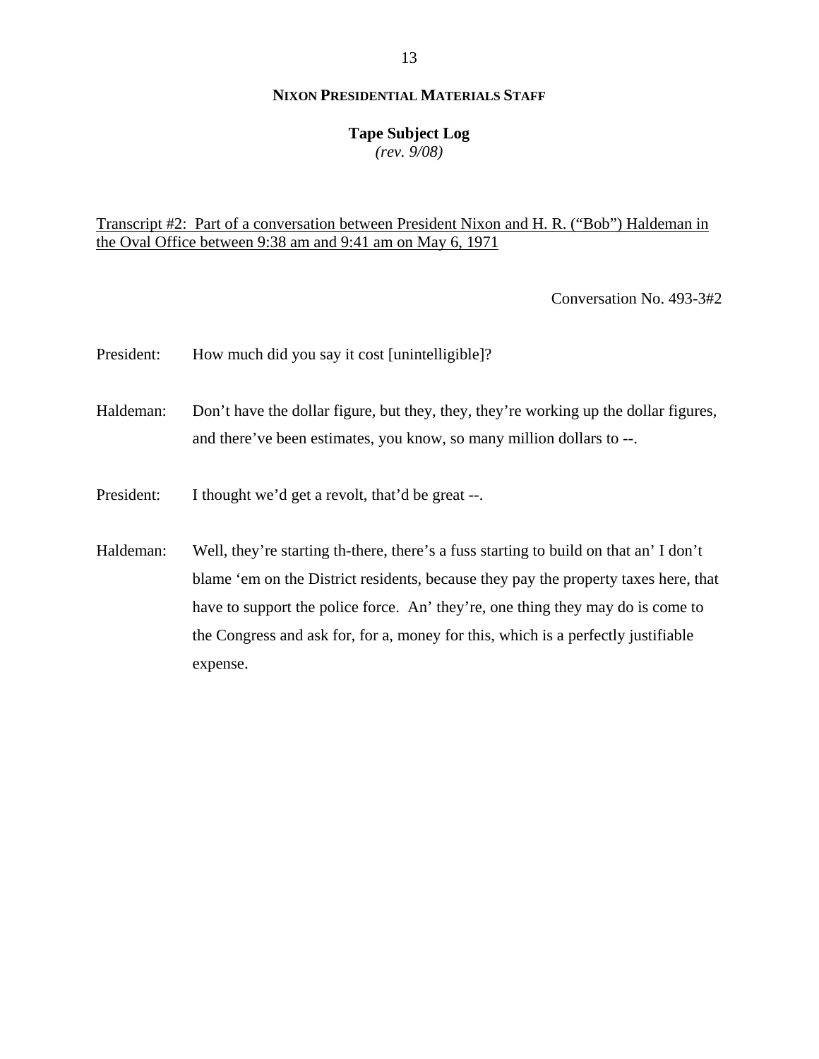**NIXON PRESIDENTIAL MATERIALS STAFF**

**Tape Subject Log**
*(rev. 9/08)*

Transcript #2: Part of a conversation between President Nixon and H. R. ("Bob") Haldeman in the Oval Office between 9:38 am and 9:41 am on May 6, 1971

Conversation No. 493-3#2

President: How much did you say it cost [unintelligible]?

Haldeman: Don't have the dollar figure, but they, they, they're working up the dollar figures, and there've been estimates, you know, so many million dollars to --.

President: I thought we'd get a revolt, that'd be great --.

Haldeman: Well, they're starting th-there, there's a fuss starting to build on that an' I don't blame 'em on the District residents, because they pay the property taxes here, that have to support the police force. An' they're, one thing they may do is come to the Congress and ask for, for a, money for this, which is a perfectly justifiable expense.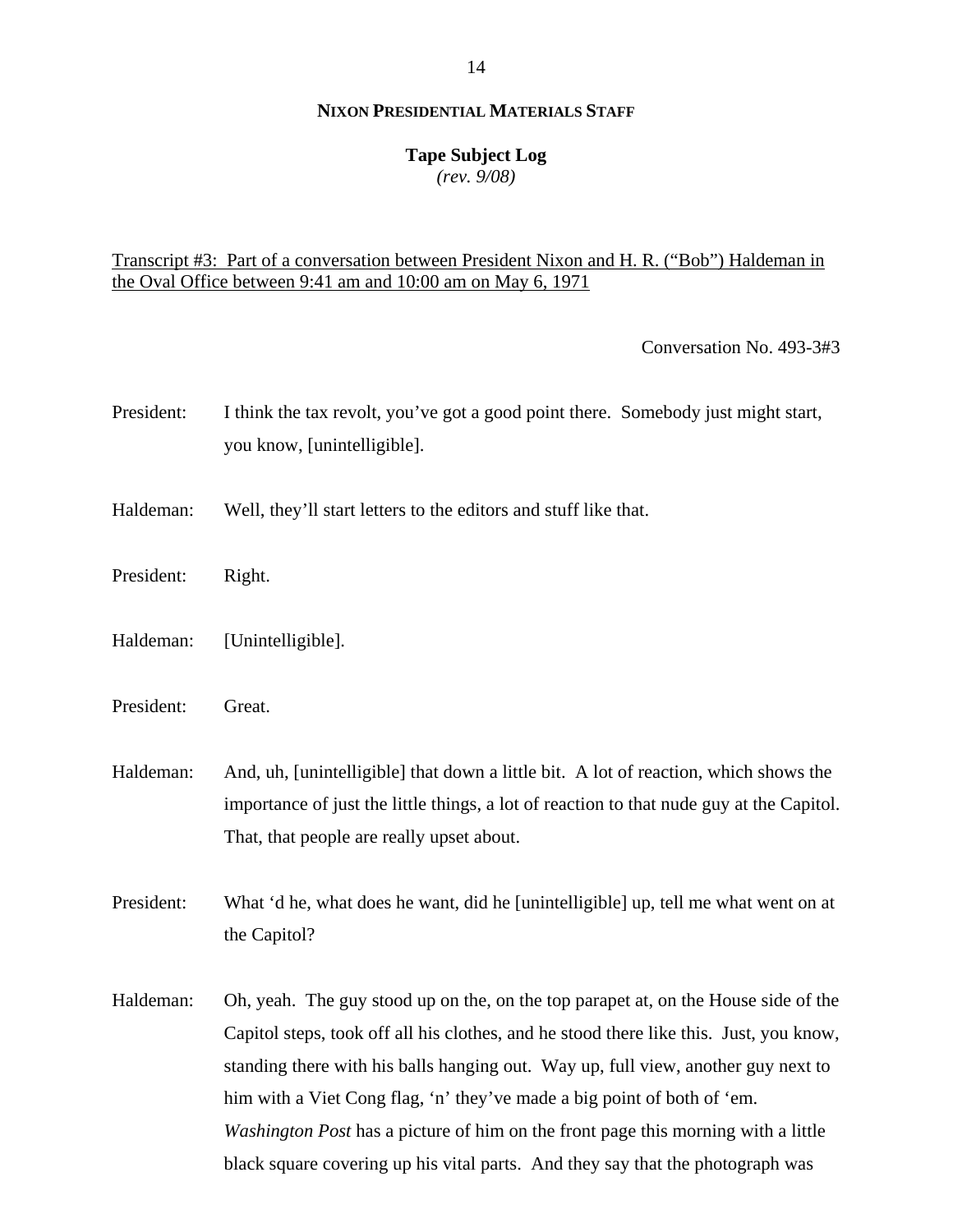**NIXON PRESIDENTIAL MATERIALS STAFF**

**Tape Subject Log**
*(rev. 9/08)*

Transcript #3: Part of a conversation between President Nixon and H. R. ("Bob") Haldeman in the Oval Office between 9:41 am and 10:00 am on May 6, 1971

Conversation No. 493-3#3

President: I think the tax revolt, you've got a good point there. Somebody just might start, you know, [unintelligible].

Haldeman: Well, they'll start letters to the editors and stuff like that.

President: Right.

Haldeman: [Unintelligible].

President: Great.

Haldeman: And, uh, [unintelligible] that down a little bit. A lot of reaction, which shows the importance of just the little things, a lot of reaction to that nude guy at the Capitol. That, that people are really upset about.

President: What 'd he, what does he want, did he [unintelligible] up, tell me what went on at the Capitol?

Haldeman: Oh, yeah. The guy stood up on the, on the top parapet at, on the House side of the Capitol steps, took off all his clothes, and he stood there like this. Just, you know, standing there with his balls hanging out. Way up, full view, another guy next to him with a Viet Cong flag, 'n' they've made a big point of both of 'em. *Washington Post* has a picture of him on the front page this morning with a little black square covering up his vital parts. And they say that the photograph was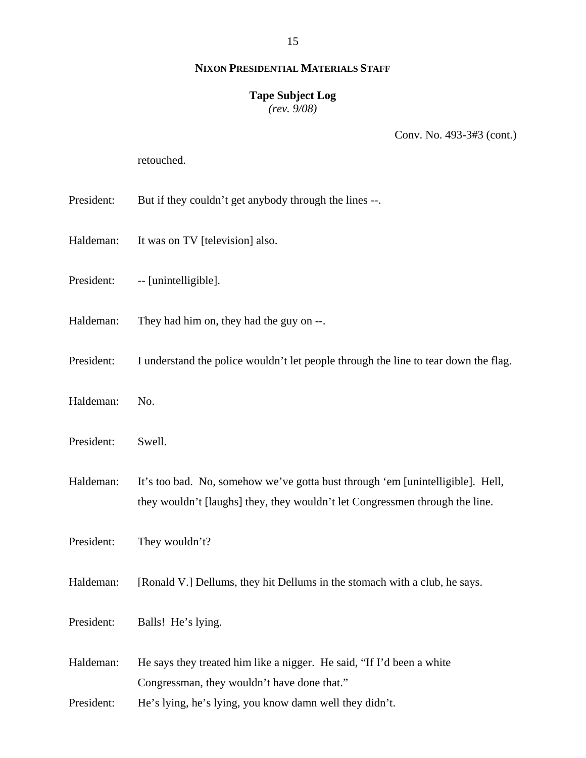**NIXON PRESIDENTIAL MATERIALS STAFF**

**Tape Subject Log**
*(rev. 9/08)*

Conv. No. 493-3#3 (cont.)

retouched.

President: But if they couldn't get anybody through the lines --.

Haldeman: It was on TV [television] also.

President: -- [unintelligible].

Haldeman: They had him on, they had the guy on --.

President: I understand the police wouldn't let people through the line to tear down the flag.

Haldeman: No.

President: Swell.

Haldeman: It's too bad. No, somehow we've gotta bust through 'em [unintelligible]. Hell, they wouldn't [laughs] they, they wouldn't let Congressmen through the line.

President: They wouldn't?

Haldeman: [Ronald V.] Dellums, they hit Dellums in the stomach with a club, he says.

President: Balls! He's lying.

Haldeman: He says they treated him like a nigger. He said, "If I'd been a white Congressman, they wouldn't have done that."

President: He's lying, he's lying, you know damn well they didn't.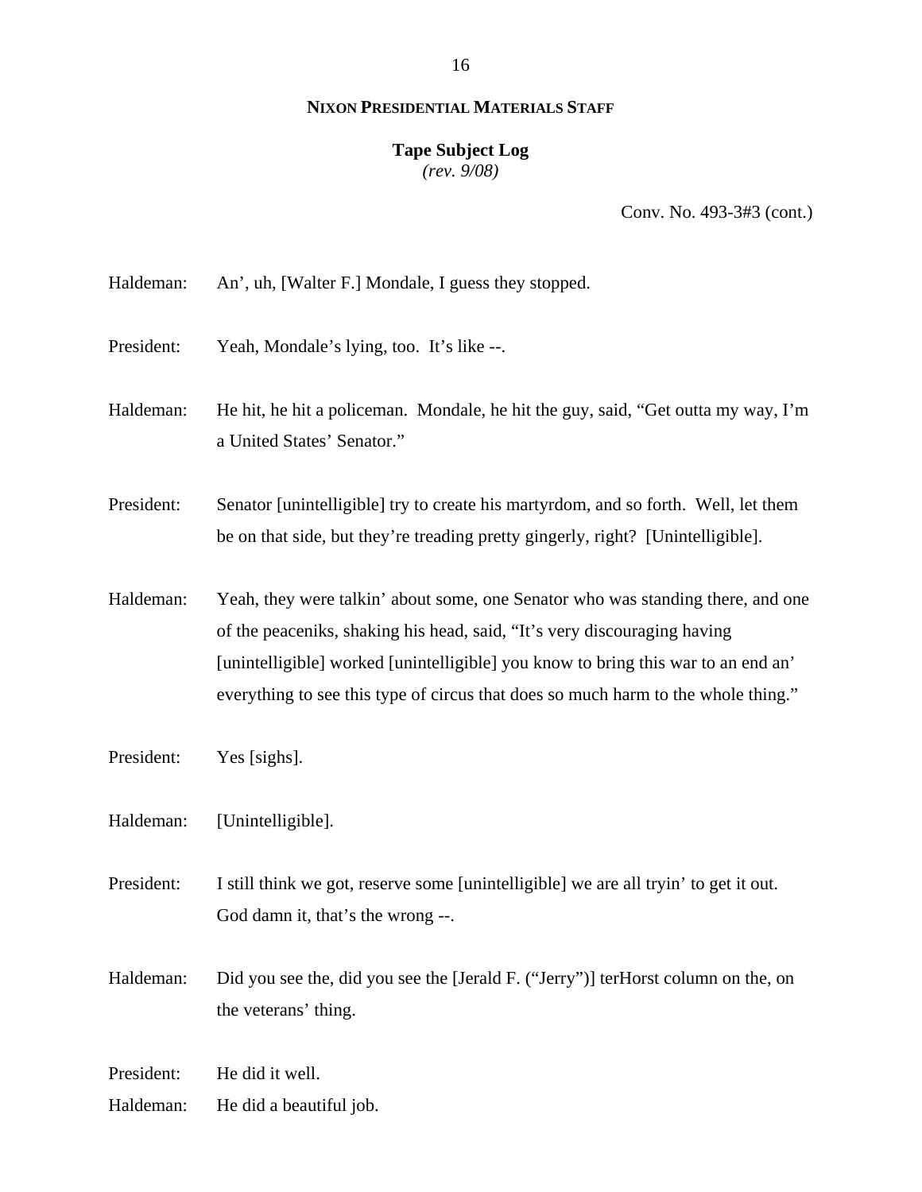**NIXON PRESIDENTIAL MATERIALS STAFF**

**Tape Subject Log**
*(rev. 9/08)*

Conv. No. 493-3#3 (cont.)

Haldeman: An', uh, [Walter F.] Mondale, I guess they stopped.

President: Yeah, Mondale's lying, too. It's like --.

Haldeman: He hit, he hit a policeman. Mondale, he hit the guy, said, "Get outta my way, I'm a United States' Senator."

President: Senator [unintelligible] try to create his martyrdom, and so forth. Well, let them be on that side, but they're treading pretty gingerly, right? [Unintelligible].

Haldeman: Yeah, they were talkin' about some, one Senator who was standing there, and one of the peaceniks, shaking his head, said, "It's very discouraging having [unintelligible] worked [unintelligible] you know to bring this war to an end an' everything to see this type of circus that does so much harm to the whole thing."

President: Yes [sighs].

Haldeman: [Unintelligible].

President: I still think we got, reserve some [unintelligible] we are all tryin' to get it out. God damn it, that's the wrong --.

Haldeman: Did you see the, did you see the [Jerald F. ("Jerry")] terHorst column on the, on the veterans' thing.

President: He did it well.

Haldeman: He did a beautiful job.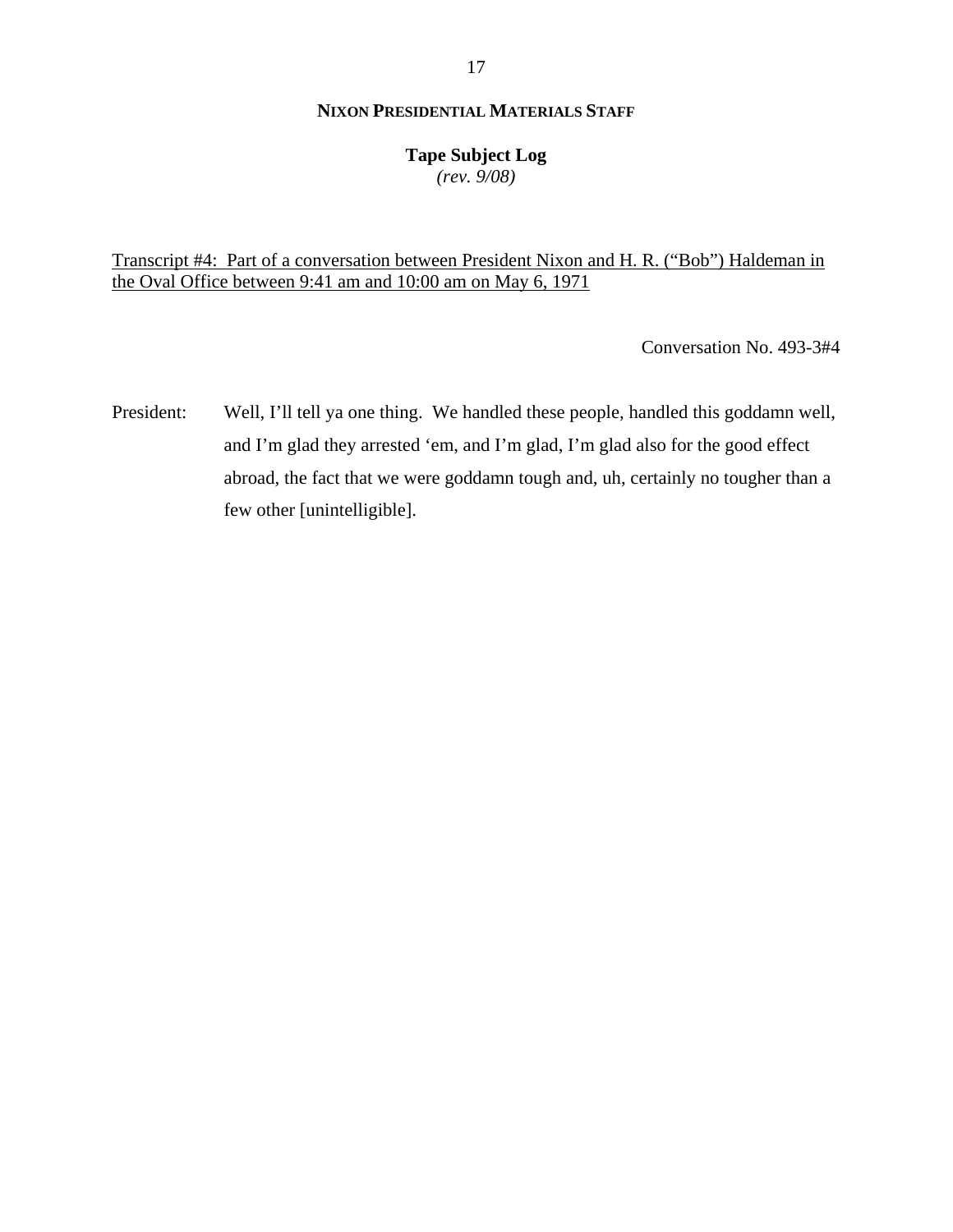**NIXON PRESIDENTIAL MATERIALS STAFF**

**Tape Subject Log**
*(rev. 9/08)*

Transcript #4: Part of a conversation between President Nixon and H. R. ("Bob") Haldeman in the Oval Office between 9:41 am and 10:00 am on May 6, 1971

Conversation No. 493-3#4

President: Well, I'll tell ya one thing. We handled these people, handled this goddamn well, and I'm glad they arrested 'em, and I'm glad, I'm glad also for the good effect abroad, the fact that we were goddamn tough and, uh, certainly no tougher than a few other [unintelligible].